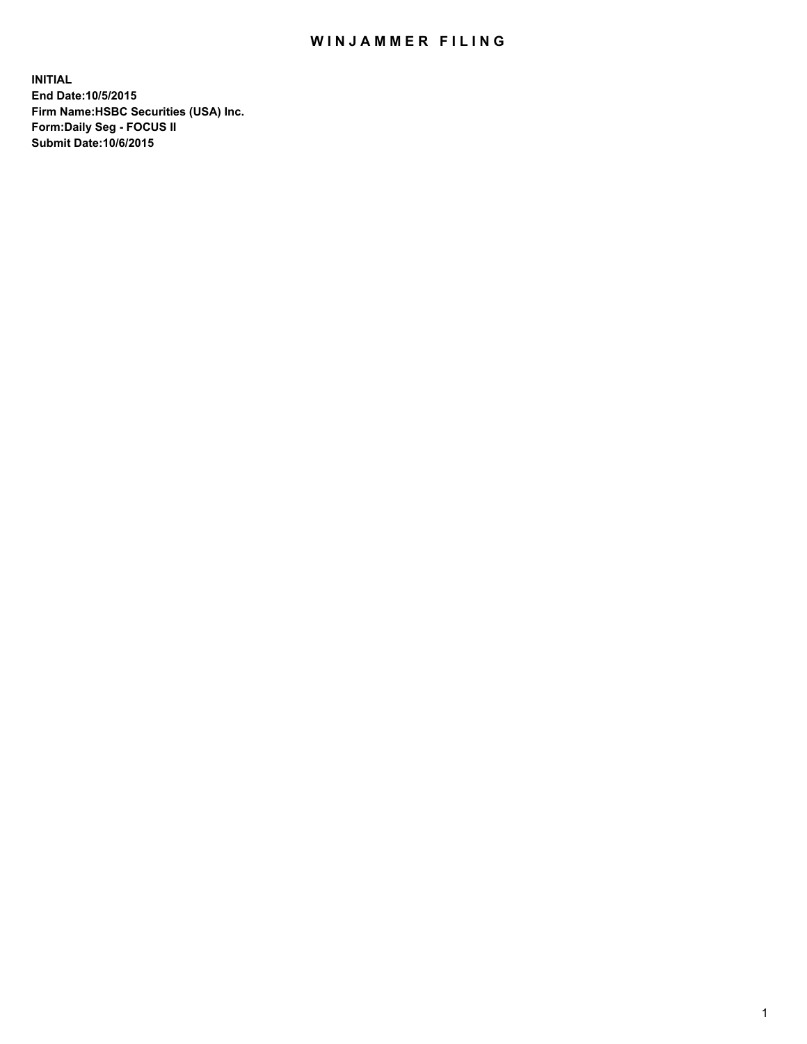# WINJAMMER FILING

**INITIAL**
**End Date:10/5/2015**
**Firm Name:HSBC Securities (USA) Inc.**
**Form:Daily Seg - FOCUS II**
**Submit Date:10/6/2015**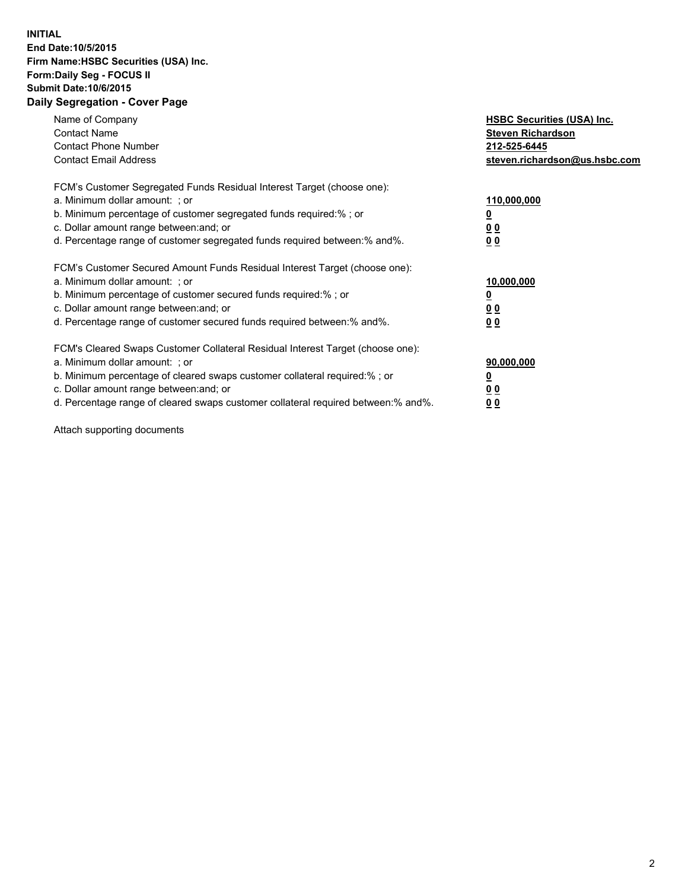**INITIAL**
**End Date:10/5/2015**
**Firm Name:HSBC Securities (USA) Inc.**
**Form:Daily Seg - FOCUS II**
**Submit Date:10/6/2015**

## Daily Segregation - Cover Page

| | |
|---|---|
| Name of Company | **HSBC Securities (USA) Inc.** |
| Contact Name | **Steven Richardson** |
| Contact Phone Number | **212-525-6445** |
| Contact Email Address | **steven.richardson@us.hsbc.com** |

| | |
|---|---|
| FCM's Customer Segregated Funds Residual Interest Target (choose one): | |
| a. Minimum dollar amount: ; or | **110,000,000** |
| b. Minimum percentage of customer segregated funds required:% ; or | **0** |
| c. Dollar amount range between:and; or | **0 0** |
| d. Percentage range of customer segregated funds required between:% and%. | **0 0** |

| | |
|---|---|
| FCM's Customer Secured Amount Funds Residual Interest Target (choose one): | |
| a. Minimum dollar amount: ; or | **10,000,000** |
| b. Minimum percentage of customer secured funds required:% ; or | **0** |
| c. Dollar amount range between:and; or | **0 0** |
| d. Percentage range of customer secured funds required between:% and%. | **0 0** |

| | |
|---|---|
| FCM's Cleared Swaps Customer Collateral Residual Interest Target (choose one): | |
| a. Minimum dollar amount: ; or | **90,000,000** |
| b. Minimum percentage of cleared swaps customer collateral required:% ; or | **0** |
| c. Dollar amount range between:and; or | **0 0** |
| d. Percentage range of cleared swaps customer collateral required between:% and%. | **0 0** |

Attach supporting documents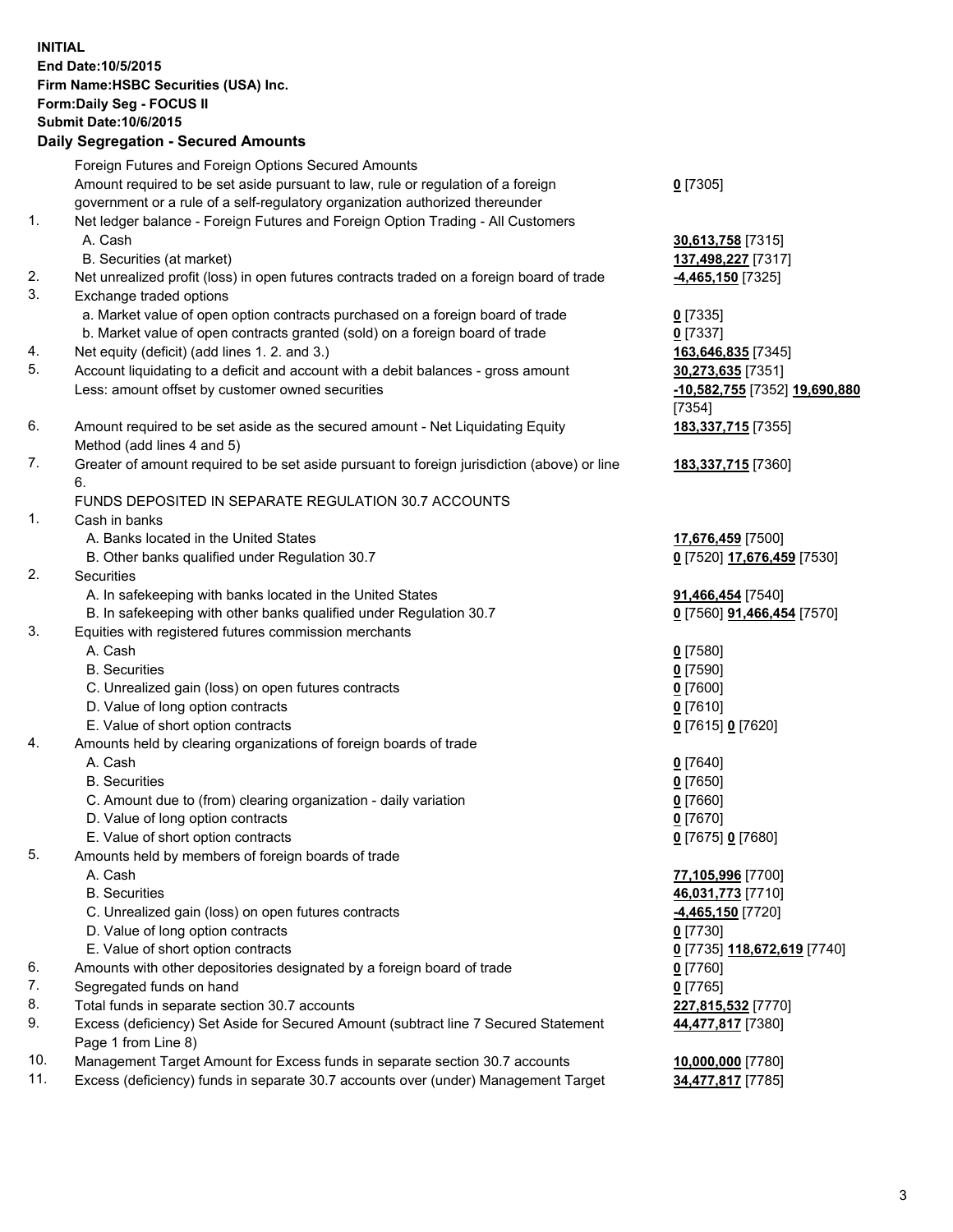**INITIAL**
**End Date:10/5/2015**
**Firm Name:HSBC Securities (USA) Inc.**
**Form:Daily Seg - FOCUS II**
**Submit Date:10/6/2015**

## Daily Segregation - Secured Amounts

| | | |
|---|---|---|
| | Foreign Futures and Foreign Options Secured Amounts | |
| | Amount required to be set aside pursuant to law, rule or regulation of a foreign government or a rule of a self-regulatory organization authorized thereunder | **0** [7305] |
| 1. | Net ledger balance - Foreign Futures and Foreign Option Trading - All Customers | |
| | A. Cash | **30,613,758** [7315] |
| | B. Securities (at market) | **137,498,227** [7317] |
| 2. | Net unrealized profit (loss) in open futures contracts traded on a foreign board of trade | **-4,465,150** [7325] |
| 3. | Exchange traded options | |
| | a. Market value of open option contracts purchased on a foreign board of trade | **0** [7335] |
| | b. Market value of open contracts granted (sold) on a foreign board of trade | **0** [7337] |
| 4. | Net equity (deficit) (add lines 1. 2. and 3.) | **163,646,835** [7345] |
| 5. | Account liquidating to a deficit and account with a debit balances - gross amount | **30,273,635** [7351] |
| | Less: amount offset by customer owned securities | **-10,582,755** [7352] **19,690,880** [7354] |
| 6. | Amount required to be set aside as the secured amount - Net Liquidating Equity Method (add lines 4 and 5) | **183,337,715** [7355] |
| 7. | Greater of amount required to be set aside pursuant to foreign jurisdiction (above) or line 6. | **183,337,715** [7360] |
| | FUNDS DEPOSITED IN SEPARATE REGULATION 30.7 ACCOUNTS | |
| 1. | Cash in banks | |
| | A. Banks located in the United States | **17,676,459** [7500] |
| | B. Other banks qualified under Regulation 30.7 | **0** [7520] **17,676,459** [7530] |
| 2. | Securities | |
| | A. In safekeeping with banks located in the United States | **91,466,454** [7540] |
| | B. In safekeeping with other banks qualified under Regulation 30.7 | **0** [7560] **91,466,454** [7570] |
| 3. | Equities with registered futures commission merchants | |
| | A. Cash | **0** [7580] |
| | B. Securities | **0** [7590] |
| | C. Unrealized gain (loss) on open futures contracts | **0** [7600] |
| | D. Value of long option contracts | **0** [7610] |
| | E. Value of short option contracts | **0** [7615] **0** [7620] |
| 4. | Amounts held by clearing organizations of foreign boards of trade | |
| | A. Cash | **0** [7640] |
| | B. Securities | **0** [7650] |
| | C. Amount due to (from) clearing organization - daily variation | **0** [7660] |
| | D. Value of long option contracts | **0** [7670] |
| | E. Value of short option contracts | **0** [7675] **0** [7680] |
| 5. | Amounts held by members of foreign boards of trade | |
| | A. Cash | **77,105,996** [7700] |
| | B. Securities | **46,031,773** [7710] |
| | C. Unrealized gain (loss) on open futures contracts | **-4,465,150** [7720] |
| | D. Value of long option contracts | **0** [7730] |
| | E. Value of short option contracts | **0** [7735] **118,672,619** [7740] |
| 6. | Amounts with other depositories designated by a foreign board of trade | **0** [7760] |
| 7. | Segregated funds on hand | **0** [7765] |
| 8. | Total funds in separate section 30.7 accounts | **227,815,532** [7770] |
| 9. | Excess (deficiency) Set Aside for Secured Amount (subtract line 7 Secured Statement Page 1 from Line 8) | **44,477,817** [7380] |
| 10. | Management Target Amount for Excess funds in separate section 30.7 accounts | **10,000,000** [7780] |
| 11. | Excess (deficiency) funds in separate 30.7 accounts over (under) Management Target | **34,477,817** [7785] |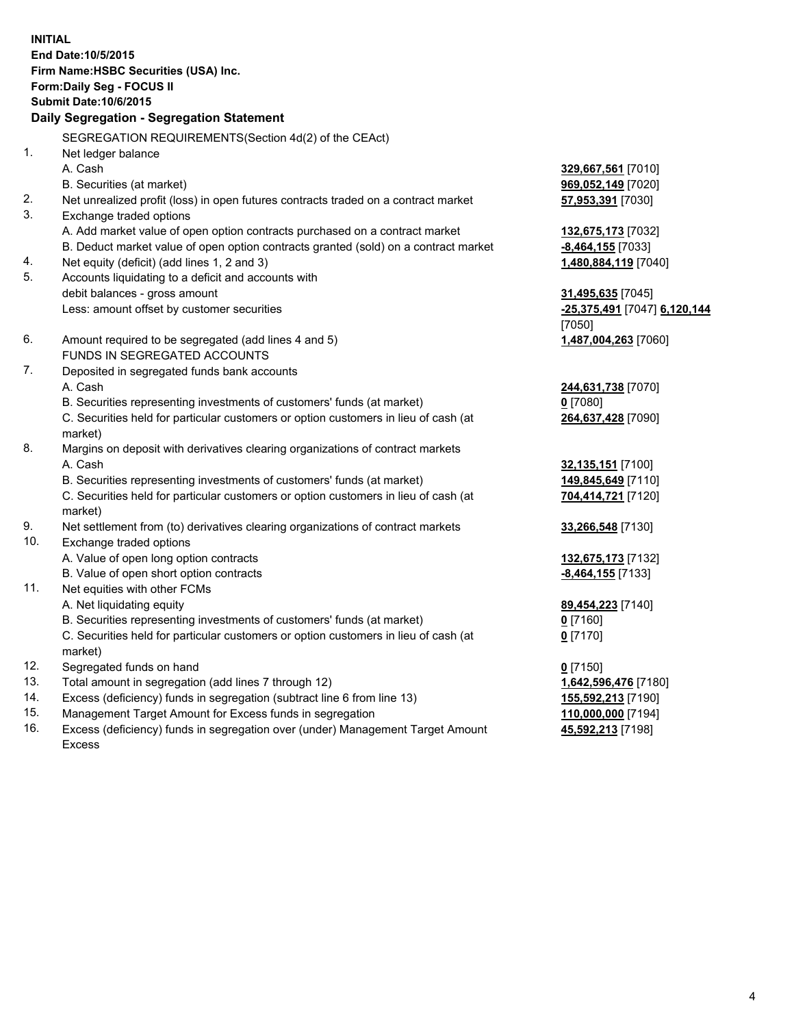**INITIAL**
**End Date:10/5/2015**
**Firm Name:HSBC Securities (USA) Inc.**
**Form:Daily Seg - FOCUS II**
**Submit Date:10/6/2015**
**Daily Segregation - Segregation Statement**

| | | |
|---|---|---|
| | SEGREGATION REQUIREMENTS(Section 4d(2) of the CEAct) | |
| 1. | Net ledger balance | |
| | A. Cash | **329,667,561** [7010] |
| | B. Securities (at market) | **969,052,149** [7020] |
| 2. | Net unrealized profit (loss) in open futures contracts traded on a contract market | **57,953,391** [7030] |
| 3. | Exchange traded options | |
| | A. Add market value of open option contracts purchased on a contract market | **132,675,173** [7032] |
| | B. Deduct market value of open option contracts granted (sold) on a contract market | **-8,464,155** [7033] |
| 4. | Net equity (deficit) (add lines 1, 2 and 3) | **1,480,884,119** [7040] |
| 5. | Accounts liquidating to a deficit and accounts with debit balances - gross amount | **31,495,635** [7045] |
| | Less: amount offset by customer securities | **-25,375,491** [7047] **6,120,144** [7050] |
| 6. | Amount required to be segregated (add lines 4 and 5) | **1,487,004,263** [7060] |
| | FUNDS IN SEGREGATED ACCOUNTS | |
| 7. | Deposited in segregated funds bank accounts | |
| | A. Cash | **244,631,738** [7070] |
| | B. Securities representing investments of customers' funds (at market) | **0** [7080] |
| | C. Securities held for particular customers or option customers in lieu of cash (at market) | **264,637,428** [7090] |
| 8. | Margins on deposit with derivatives clearing organizations of contract markets | |
| | A. Cash | **32,135,151** [7100] |
| | B. Securities representing investments of customers' funds (at market) | **149,845,649** [7110] |
| | C. Securities held for particular customers or option customers in lieu of cash (at market) | **704,414,721** [7120] |
| 9. | Net settlement from (to) derivatives clearing organizations of contract markets | **33,266,548** [7130] |
| 10. | Exchange traded options | |
| | A. Value of open long option contracts | **132,675,173** [7132] |
| | B. Value of open short option contracts | **-8,464,155** [7133] |
| 11. | Net equities with other FCMs | |
| | A. Net liquidating equity | **89,454,223** [7140] |
| | B. Securities representing investments of customers' funds (at market) | **0** [7160] |
| | C. Securities held for particular customers or option customers in lieu of cash (at market) | **0** [7170] |
| 12. | Segregated funds on hand | **0** [7150] |
| 13. | Total amount in segregation (add lines 7 through 12) | **1,642,596,476** [7180] |
| 14. | Excess (deficiency) funds in segregation (subtract line 6 from line 13) | **155,592,213** [7190] |
| 15. | Management Target Amount for Excess funds in segregation | **110,000,000** [7194] |
| 16. | Excess (deficiency) funds in segregation over (under) Management Target Amount Excess | **45,592,213** [7198] |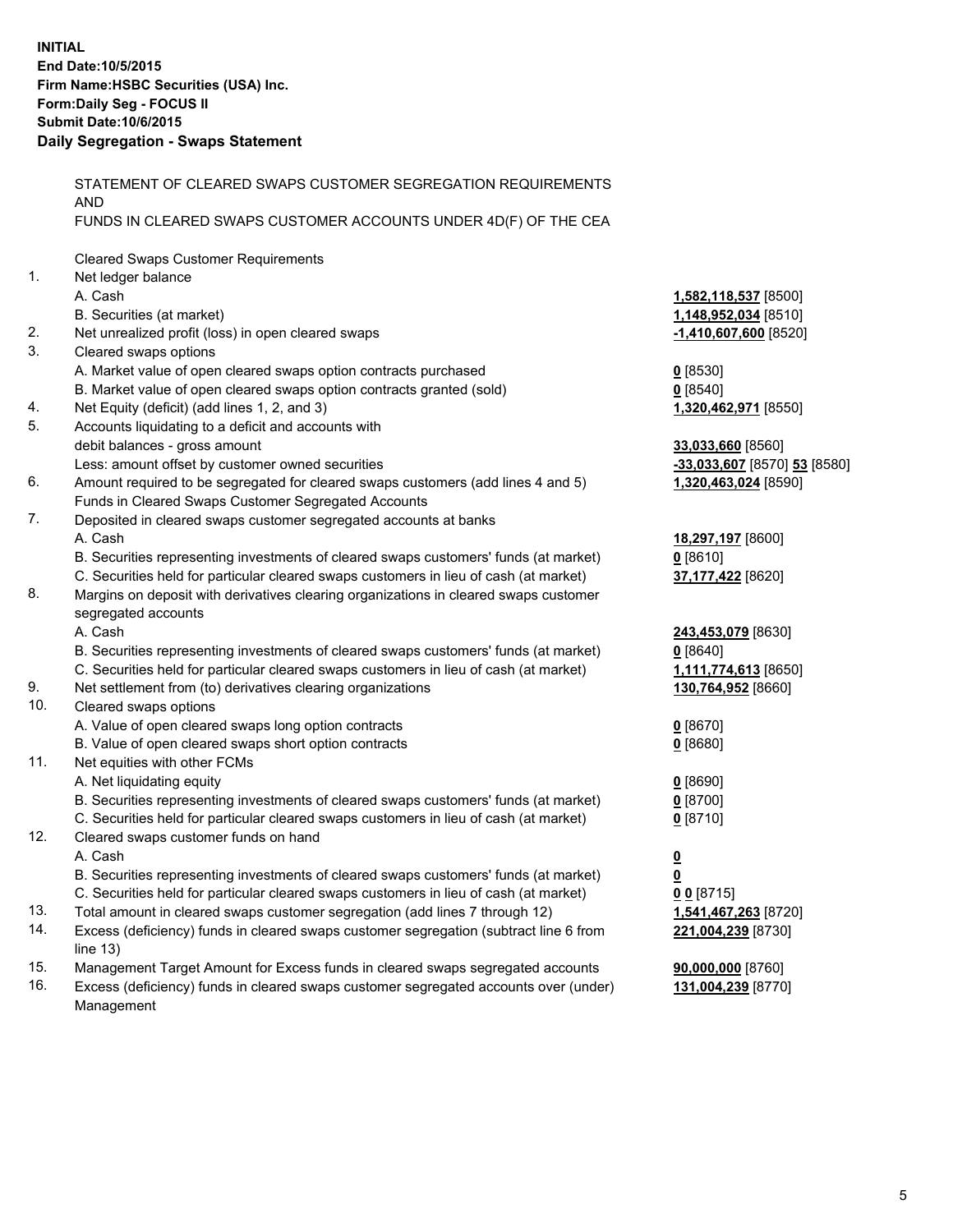**INITIAL**
**End Date:10/5/2015**
**Firm Name:HSBC Securities (USA) Inc.**
**Form:Daily Seg - FOCUS II**
**Submit Date:10/6/2015**
**Daily Segregation - Swaps Statement**

STATEMENT OF CLEARED SWAPS CUSTOMER SEGREGATION REQUIREMENTS AND FUNDS IN CLEARED SWAPS CUSTOMER ACCOUNTS UNDER 4D(F) OF THE CEA

| | | |
|---|---|---|
| | Cleared Swaps Customer Requirements | |
| 1. | Net ledger balance | |
| | A. Cash | **1,582,118,537** [8500] |
| | B. Securities (at market) | **1,148,952,034** [8510] |
| 2. | Net unrealized profit (loss) in open cleared swaps | **-1,410,607,600** [8520] |
| 3. | Cleared swaps options | |
| | A. Market value of open cleared swaps option contracts purchased | **0** [8530] |
| | B. Market value of open cleared swaps option contracts granted (sold) | **0** [8540] |
| 4. | Net Equity (deficit) (add lines 1, 2, and 3) | **1,320,462,971** [8550] |
| 5. | Accounts liquidating to a deficit and accounts with debit balances - gross amount | **33,033,660** [8560] |
| | Less: amount offset by customer owned securities | **-33,033,607** [8570] **53** [8580] |
| 6. | Amount required to be segregated for cleared swaps customers (add lines 4 and 5) | **1,320,463,024** [8590] |
| | Funds in Cleared Swaps Customer Segregated Accounts | |
| 7. | Deposited in cleared swaps customer segregated accounts at banks | |
| | A. Cash | **18,297,197** [8600] |
| | B. Securities representing investments of cleared swaps customers' funds (at market) | **0** [8610] |
| | C. Securities held for particular cleared swaps customers in lieu of cash (at market) | **37,177,422** [8620] |
| 8. | Margins on deposit with derivatives clearing organizations in cleared swaps customer segregated accounts | |
| | A. Cash | **243,453,079** [8630] |
| | B. Securities representing investments of cleared swaps customers' funds (at market) | **0** [8640] |
| | C. Securities held for particular cleared swaps customers in lieu of cash (at market) | **1,111,774,613** [8650] |
| 9. | Net settlement from (to) derivatives clearing organizations | **130,764,952** [8660] |
| 10. | Cleared swaps options | |
| | A. Value of open cleared swaps long option contracts | **0** [8670] |
| | B. Value of open cleared swaps short option contracts | **0** [8680] |
| 11. | Net equities with other FCMs | |
| | A. Net liquidating equity | **0** [8690] |
| | B. Securities representing investments of cleared swaps customers' funds (at market) | **0** [8700] |
| | C. Securities held for particular cleared swaps customers in lieu of cash (at market) | **0** [8710] |
| 12. | Cleared swaps customer funds on hand | |
| | A. Cash | **0** |
| | B. Securities representing investments of cleared swaps customers' funds (at market) | **0** |
| | C. Securities held for particular cleared swaps customers in lieu of cash (at market) | **0** **0** [8715] |
| 13. | Total amount in cleared swaps customer segregation (add lines 7 through 12) | **1,541,467,263** [8720] |
| 14. | Excess (deficiency) funds in cleared swaps customer segregation (subtract line 6 from line 13) | **221,004,239** [8730] |
| 15. | Management Target Amount for Excess funds in cleared swaps segregated accounts | **90,000,000** [8760] |
| 16. | Excess (deficiency) funds in cleared swaps customer segregated accounts over (under) Management | **131,004,239** [8770] |